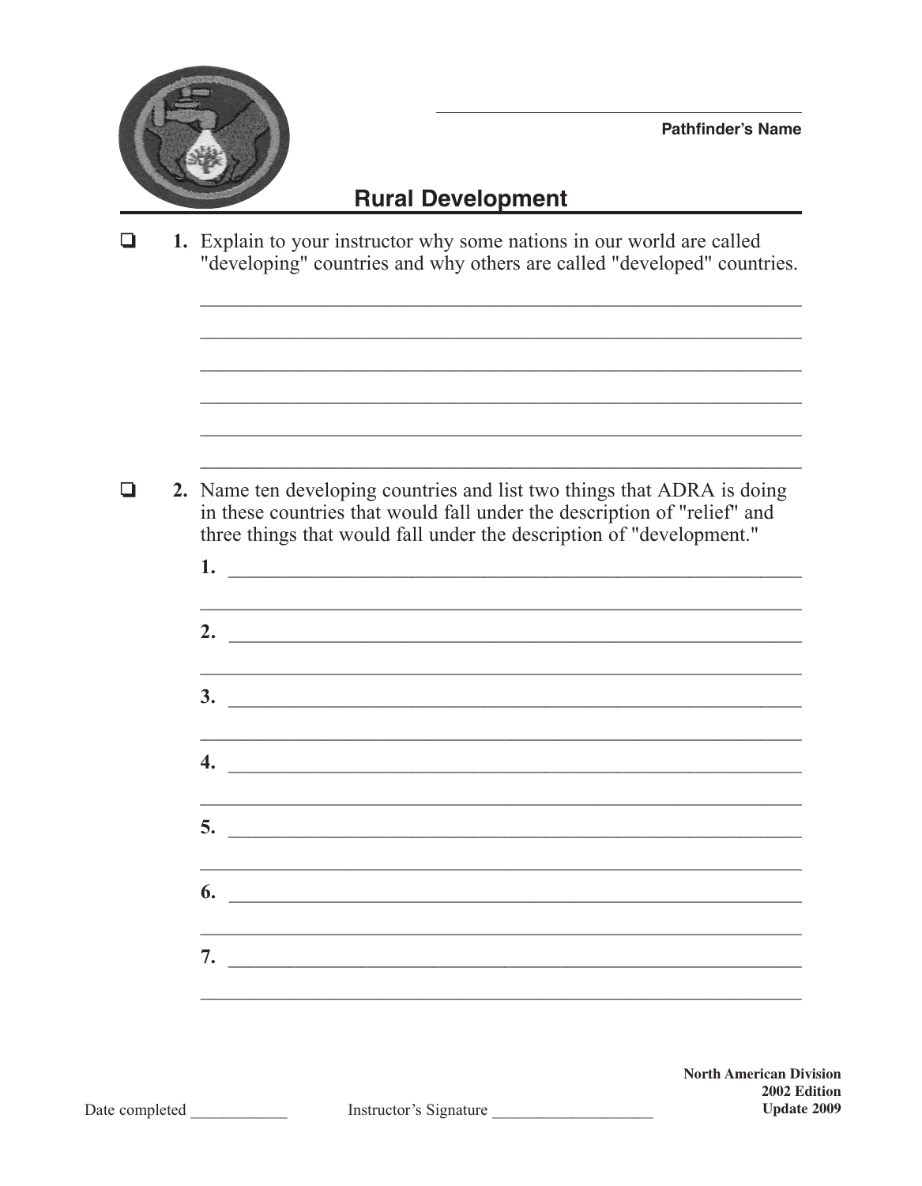Pathfinder's Name

## Rural Development

❏ **1.** Explain to your instructor why some nations in our world are called "developing" countries and why others are called "developed" countries.

❏ **2.** Name ten developing countries and list two things that ADRA is doing in these countries that would fall under the description of "relief" and three things that would fall under the description of "development."

**1.**

**2.**

**3.**

**4.**

**5.**

**6.**

**7.**

**North American Division**
**2002 Edition**
**Update 2009**

Date completed ____________ Instructor's Signature ____________________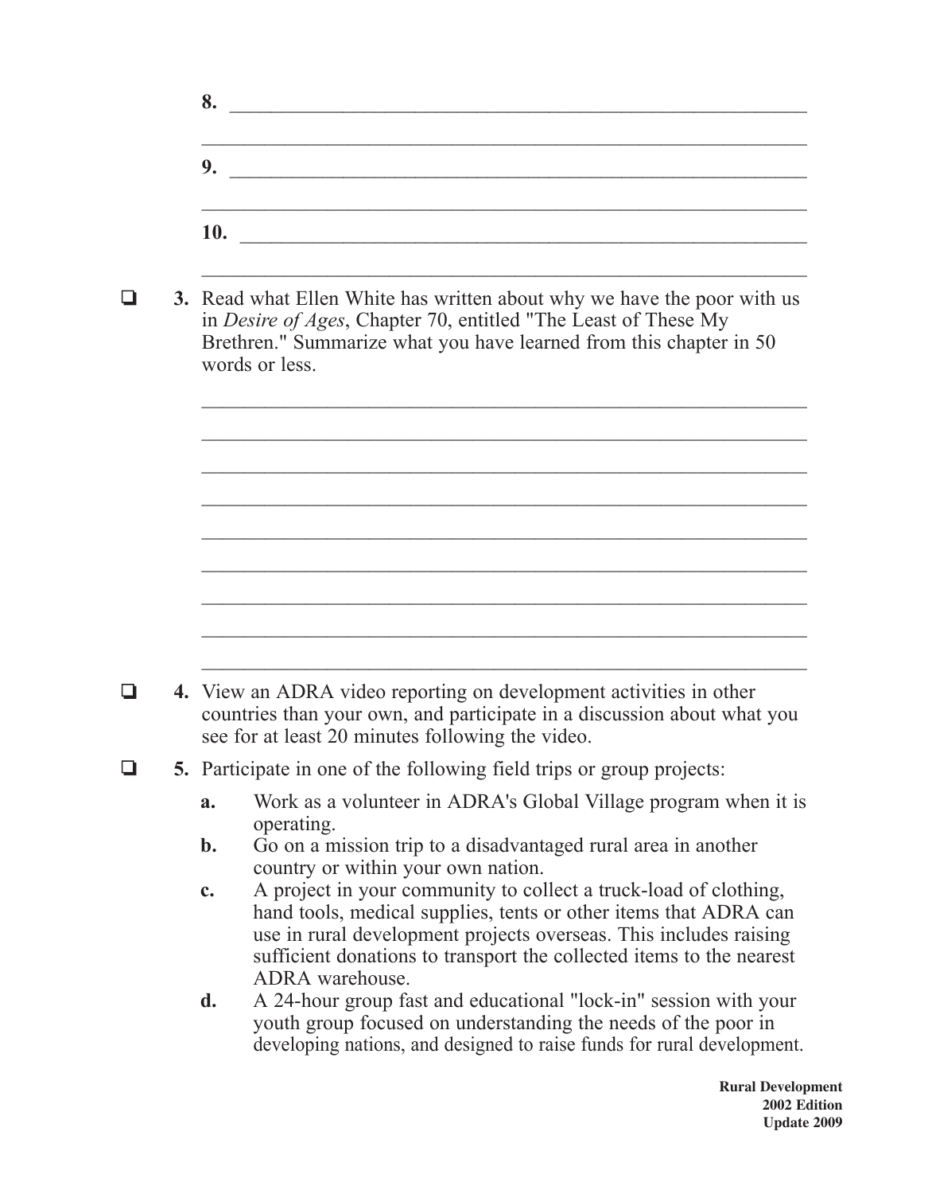8. ____________________________________________________________

____________________________________________________________

9. ____________________________________________________________

____________________________________________________________

10. ____________________________________________________________

____________________________________________________________

❑ **3.** Read what Ellen White has written about why we have the poor with us in *Desire of Ages*, Chapter 70, entitled "The Least of These My Brethren." Summarize what you have learned from this chapter in 50 words or less.

____________________________________________________________

____________________________________________________________

____________________________________________________________

____________________________________________________________

____________________________________________________________

____________________________________________________________

____________________________________________________________

____________________________________________________________

____________________________________________________________

❑ **4.** View an ADRA video reporting on development activities in other countries than your own, and participate in a discussion about what you see for at least 20 minutes following the video.

❑ **5.** Participate in one of the following field trips or group projects:

- **a.** Work as a volunteer in ADRA's Global Village program when it is operating.
- **b.** Go on a mission trip to a disadvantaged rural area in another country or within your own nation.
- **c.** A project in your community to collect a truck-load of clothing, hand tools, medical supplies, tents or other items that ADRA can use in rural development projects overseas. This includes raising sufficient donations to transport the collected items to the nearest ADRA warehouse.
- **d.** A 24-hour group fast and educational "lock-in" session with your youth group focused on understanding the needs of the poor in developing nations, and designed to raise funds for rural development.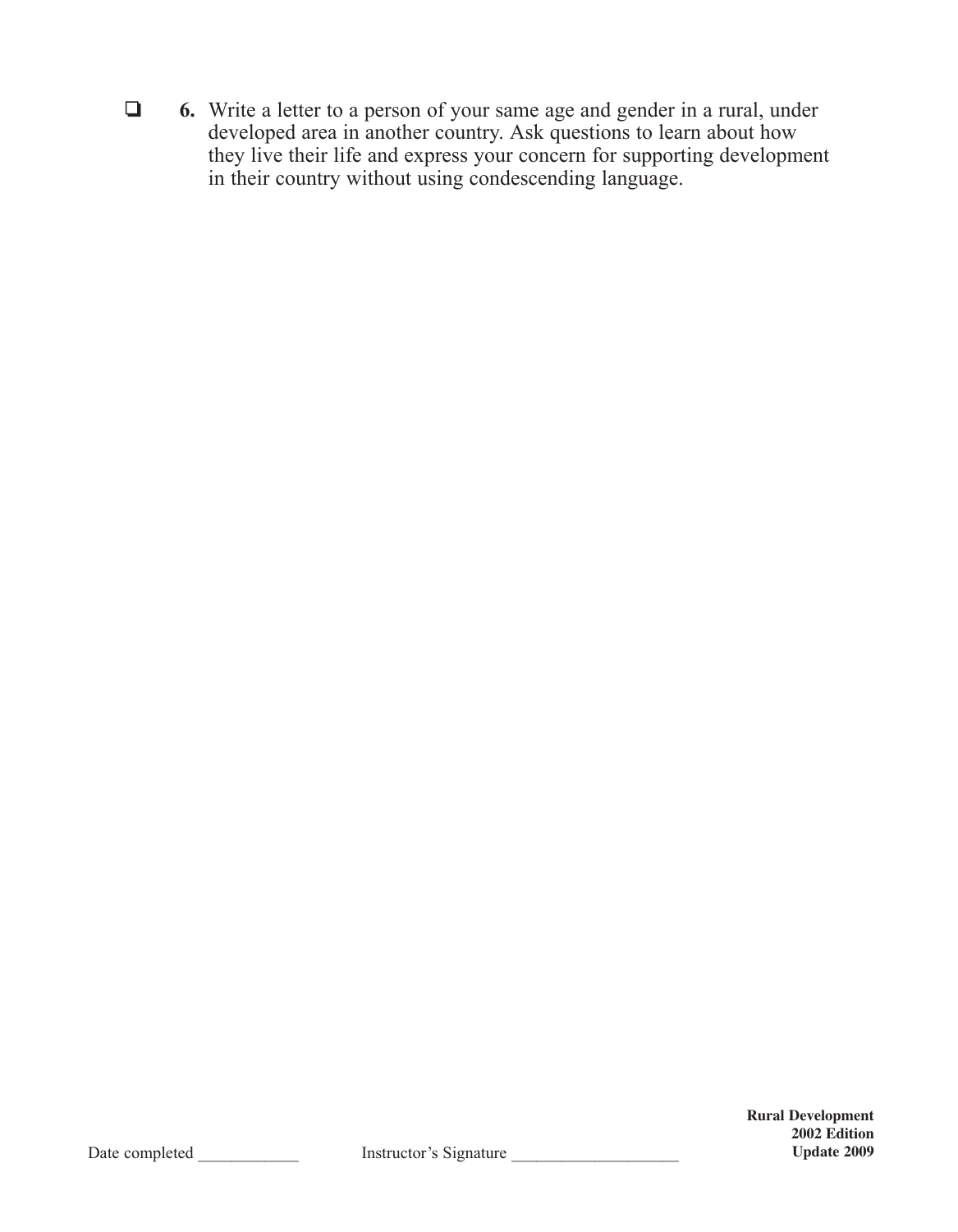- [ ] **6.** Write a letter to a person of your same age and gender in a rural, under developed area in another country. Ask questions to learn about how they live their life and express your concern for supporting development in their country without using condescending language.

Date completed ____________ Instructor's Signature ____________________